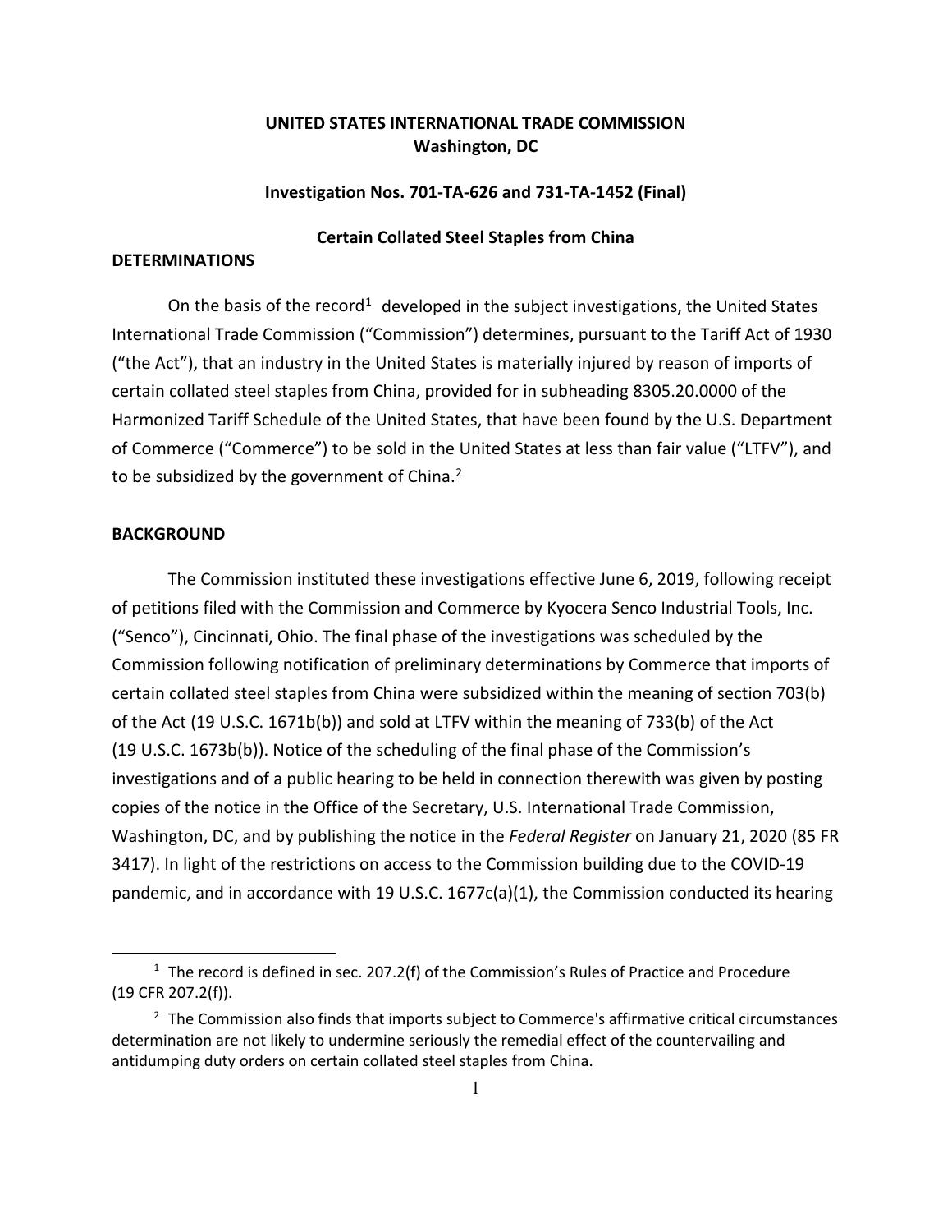**UNITED STATES INTERNATIONAL TRADE COMMISSION**
**Washington, DC**

**Investigation Nos. 701-TA-626 and 731-TA-1452 (Final)**

**Certain Collated Steel Staples from China**

## DETERMINATIONS

On the basis of the record[1] developed in the subject investigations, the United States International Trade Commission ("Commission") determines, pursuant to the Tariff Act of 1930 ("the Act"), that an industry in the United States is materially injured by reason of imports of certain collated steel staples from China, provided for in subheading 8305.20.0000 of the Harmonized Tariff Schedule of the United States, that have been found by the U.S. Department of Commerce ("Commerce") to be sold in the United States at less than fair value ("LTFV"), and to be subsidized by the government of China.[2]

## BACKGROUND

The Commission instituted these investigations effective June 6, 2019, following receipt of petitions filed with the Commission and Commerce by Kyocera Senco Industrial Tools, Inc. ("Senco"), Cincinnati, Ohio. The final phase of the investigations was scheduled by the Commission following notification of preliminary determinations by Commerce that imports of certain collated steel staples from China were subsidized within the meaning of section 703(b) of the Act (19 U.S.C. 1671b(b)) and sold at LTFV within the meaning of 733(b) of the Act (19 U.S.C. 1673b(b)). Notice of the scheduling of the final phase of the Commission's investigations and of a public hearing to be held in connection therewith was given by posting copies of the notice in the Office of the Secretary, U.S. International Trade Commission, Washington, DC, and by publishing the notice in the *Federal Register* on January 21, 2020 (85 FR 3417). In light of the restrictions on access to the Commission building due to the COVID-19 pandemic, and in accordance with 19 U.S.C. 1677c(a)(1), the Commission conducted its hearing

---

[1] The record is defined in sec. 207.2(f) of the Commission's Rules of Practice and Procedure (19 CFR 207.2(f)).

[2] The Commission also finds that imports subject to Commerce's affirmative critical circumstances determination are not likely to undermine seriously the remedial effect of the countervailing and antidumping duty orders on certain collated steel staples from China.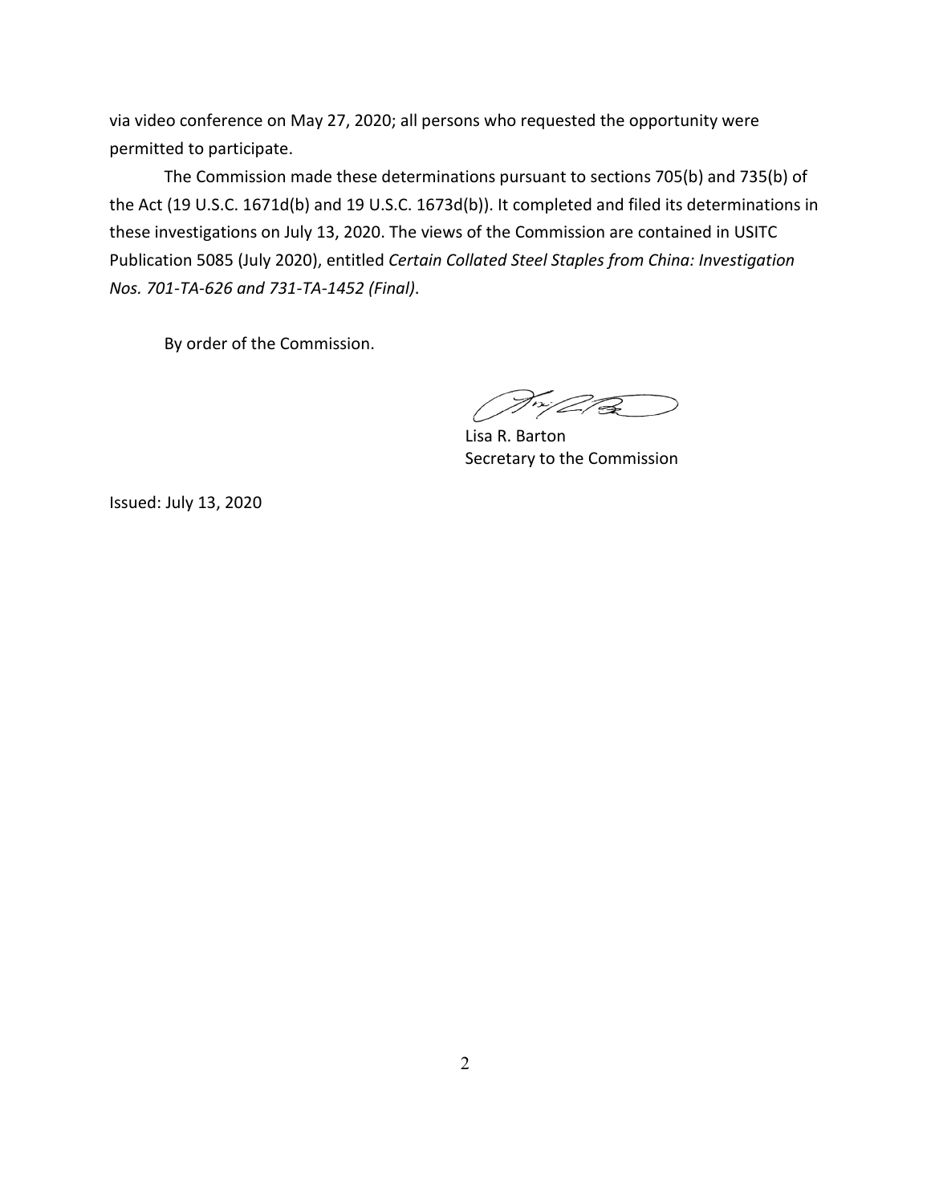via video conference on May 27, 2020; all persons who requested the opportunity were permitted to participate.

The Commission made these determinations pursuant to sections 705(b) and 735(b) of the Act (19 U.S.C. 1671d(b) and 19 U.S.C. 1673d(b)). It completed and filed its determinations in these investigations on July 13, 2020. The views of the Commission are contained in USITC Publication 5085 (July 2020), entitled *Certain Collated Steel Staples from China: Investigation Nos. 701-TA-626 and 731-TA-1452 (Final)*.

By order of the Commission.

Lisa R. Barton
Secretary to the Commission

Issued: July 13, 2020